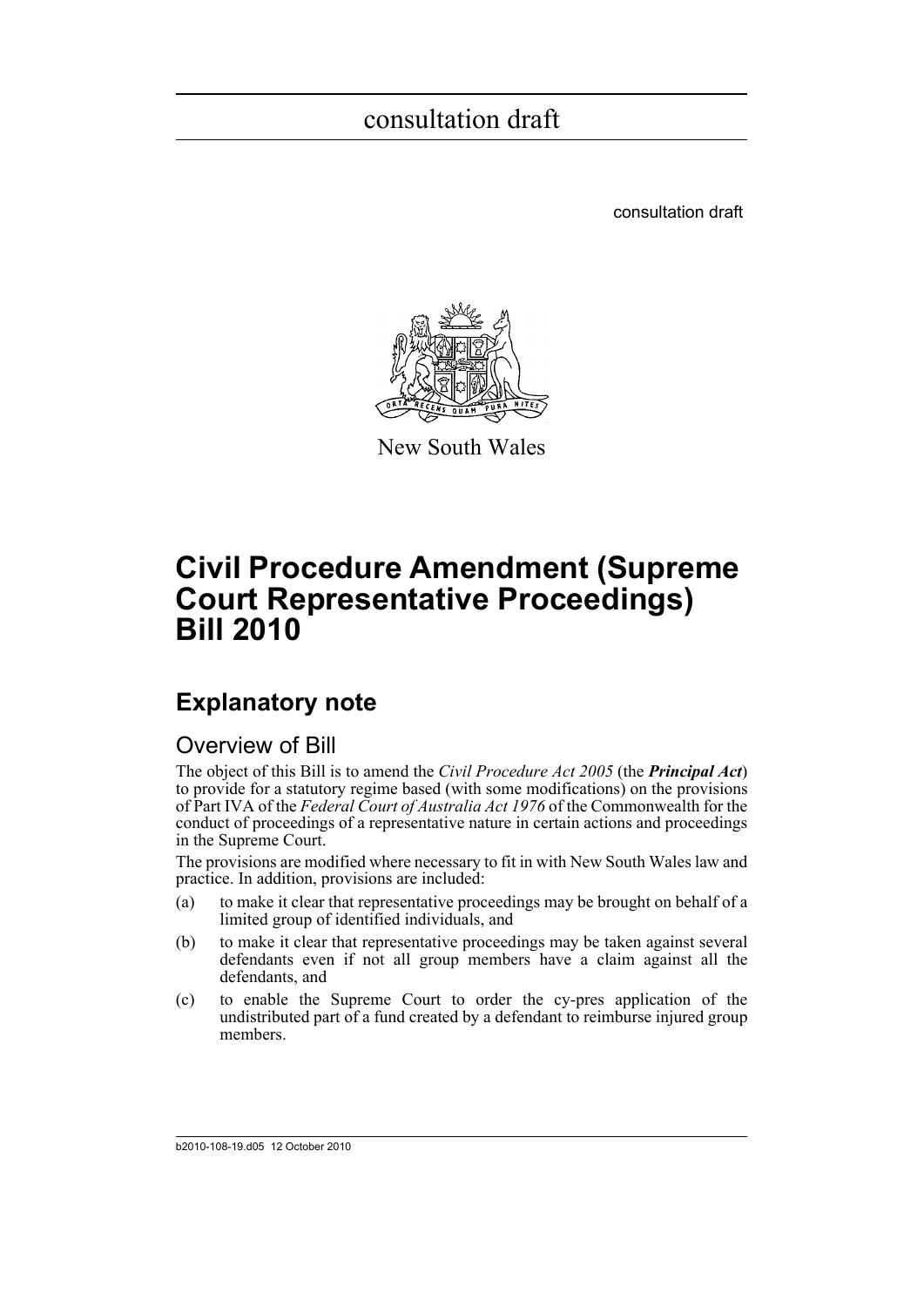consultation draft

consultation draft

New South Wales

# Civil Procedure Amendment (Supreme Court Representative Proceedings) Bill 2010

## Explanatory note

### Overview of Bill

The object of this Bill is to amend the *Civil Procedure Act 2005* (the ***Principal Act***) to provide for a statutory regime based (with some modifications) on the provisions of Part IVA of the *Federal Court of Australia Act 1976* of the Commonwealth for the conduct of proceedings of a representative nature in certain actions and proceedings in the Supreme Court.

The provisions are modified where necessary to fit in with New South Wales law and practice. In addition, provisions are included:

(a) to make it clear that representative proceedings may be brought on behalf of a limited group of identified individuals, and

(b) to make it clear that representative proceedings may be taken against several defendants even if not all group members have a claim against all the defendants, and

(c) to enable the Supreme Court to order the cy-pres application of the undistributed part of a fund created by a defendant to reimburse injured group members.

b2010-108-19.d05 12 October 2010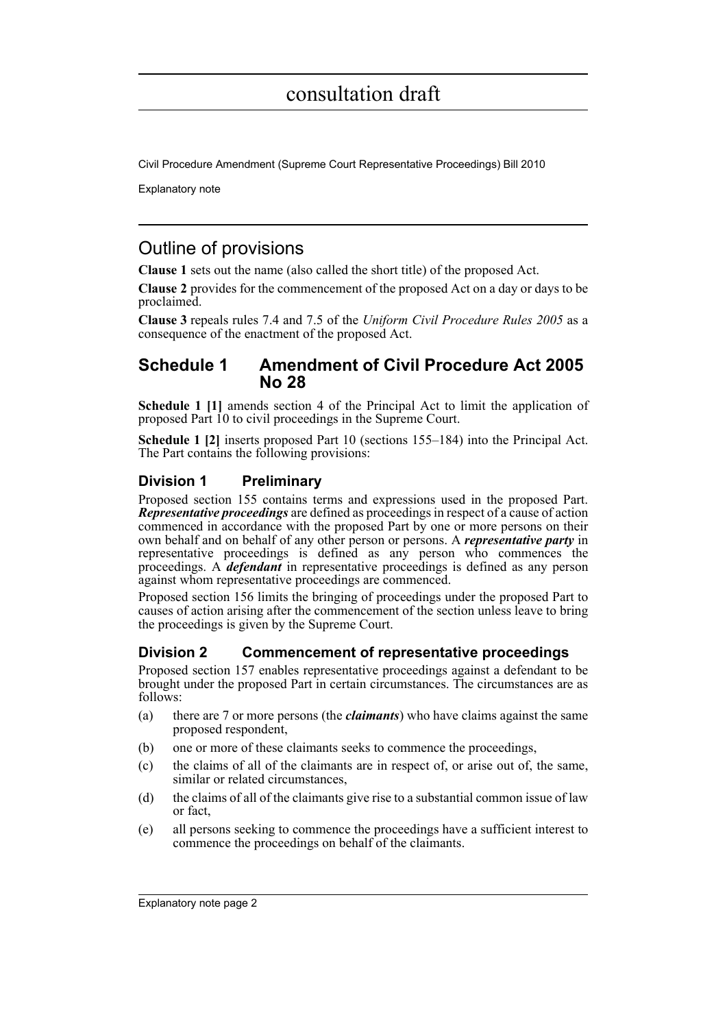consultation draft

Civil Procedure Amendment (Supreme Court Representative Proceedings) Bill 2010

Explanatory note

## Outline of provisions

**Clause 1** sets out the name (also called the short title) of the proposed Act.

**Clause 2** provides for the commencement of the proposed Act on a day or days to be proclaimed.

**Clause 3** repeals rules 7.4 and 7.5 of the *Uniform Civil Procedure Rules 2005* as a consequence of the enactment of the proposed Act.

## Schedule 1 Amendment of Civil Procedure Act 2005 No 28

**Schedule 1 [1]** amends section 4 of the Principal Act to limit the application of proposed Part 10 to civil proceedings in the Supreme Court.

**Schedule 1 [2]** inserts proposed Part 10 (sections 155–184) into the Principal Act. The Part contains the following provisions:

### Division 1 Preliminary

Proposed section 155 contains terms and expressions used in the proposed Part. ***Representative proceedings*** are defined as proceedings in respect of a cause of action commenced in accordance with the proposed Part by one or more persons on their own behalf and on behalf of any other person or persons. A ***representative party*** in representative proceedings is defined as any person who commences the proceedings. A ***defendant*** in representative proceedings is defined as any person against whom representative proceedings are commenced.

Proposed section 156 limits the bringing of proceedings under the proposed Part to causes of action arising after the commencement of the section unless leave to bring the proceedings is given by the Supreme Court.

### Division 2 Commencement of representative proceedings

Proposed section 157 enables representative proceedings against a defendant to be brought under the proposed Part in certain circumstances. The circumstances are as follows:

(a) there are 7 or more persons (the ***claimants***) who have claims against the same proposed respondent,

(b) one or more of these claimants seeks to commence the proceedings,

(c) the claims of all of the claimants are in respect of, or arise out of, the same, similar or related circumstances,

(d) the claims of all of the claimants give rise to a substantial common issue of law or fact,

(e) all persons seeking to commence the proceedings have a sufficient interest to commence the proceedings on behalf of the claimants.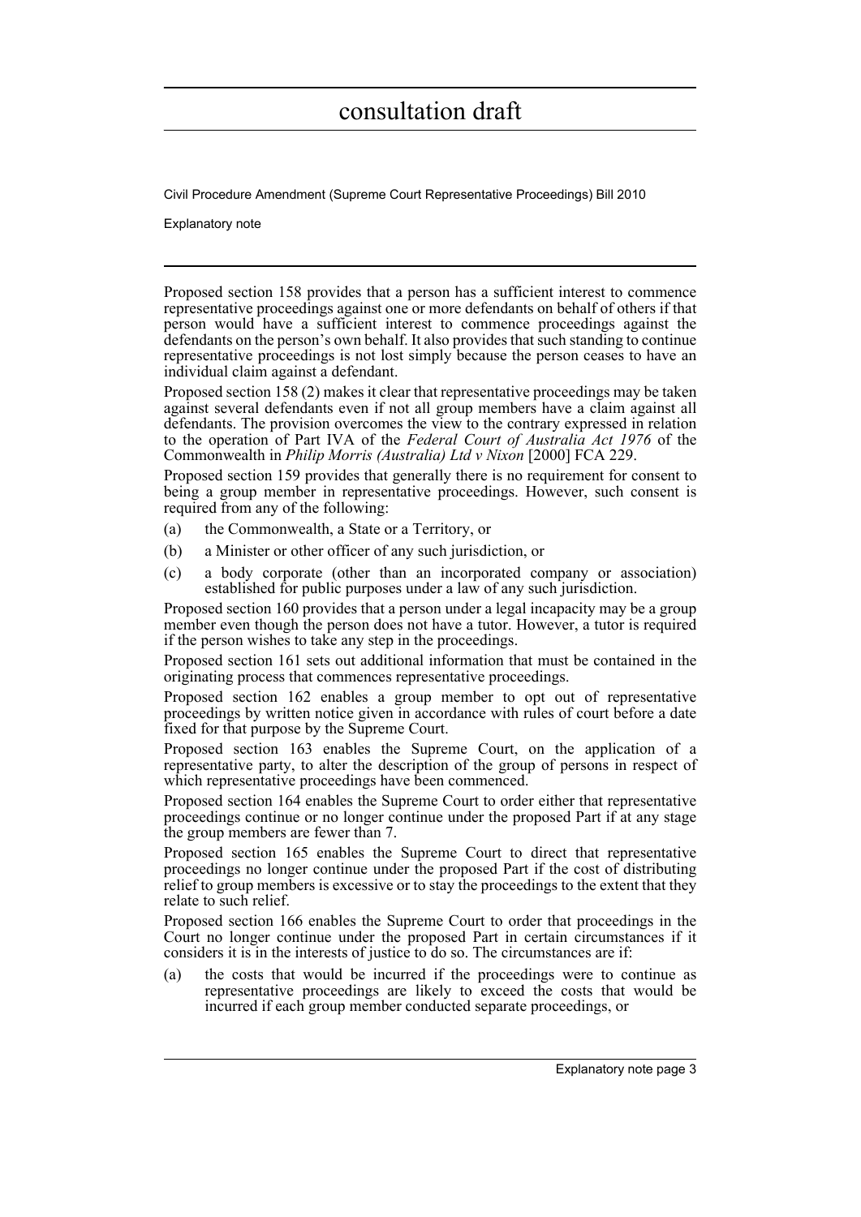Proposed section 158 provides that a person has a sufficient interest to commence representative proceedings against one or more defendants on behalf of others if that person would have a sufficient interest to commence proceedings against the defendants on the person's own behalf. It also provides that such standing to continue representative proceedings is not lost simply because the person ceases to have an individual claim against a defendant.

Proposed section 158 (2) makes it clear that representative proceedings may be taken against several defendants even if not all group members have a claim against all defendants. The provision overcomes the view to the contrary expressed in relation to the operation of Part IVA of the *Federal Court of Australia Act 1976* of the Commonwealth in *Philip Morris (Australia) Ltd v Nixon* [2000] FCA 229.

Proposed section 159 provides that generally there is no requirement for consent to being a group member in representative proceedings. However, such consent is required from any of the following:

(a) the Commonwealth, a State or a Territory, or

(b) a Minister or other officer of any such jurisdiction, or

(c) a body corporate (other than an incorporated company or association) established for public purposes under a law of any such jurisdiction.

Proposed section 160 provides that a person under a legal incapacity may be a group member even though the person does not have a tutor. However, a tutor is required if the person wishes to take any step in the proceedings.

Proposed section 161 sets out additional information that must be contained in the originating process that commences representative proceedings.

Proposed section 162 enables a group member to opt out of representative proceedings by written notice given in accordance with rules of court before a date fixed for that purpose by the Supreme Court.

Proposed section 163 enables the Supreme Court, on the application of a representative party, to alter the description of the group of persons in respect of which representative proceedings have been commenced.

Proposed section 164 enables the Supreme Court to order either that representative proceedings continue or no longer continue under the proposed Part if at any stage the group members are fewer than 7.

Proposed section 165 enables the Supreme Court to direct that representative proceedings no longer continue under the proposed Part if the cost of distributing relief to group members is excessive or to stay the proceedings to the extent that they relate to such relief.

Proposed section 166 enables the Supreme Court to order that proceedings in the Court no longer continue under the proposed Part in certain circumstances if it considers it is in the interests of justice to do so. The circumstances are if:

(a) the costs that would be incurred if the proceedings were to continue as representative proceedings are likely to exceed the costs that would be incurred if each group member conducted separate proceedings, or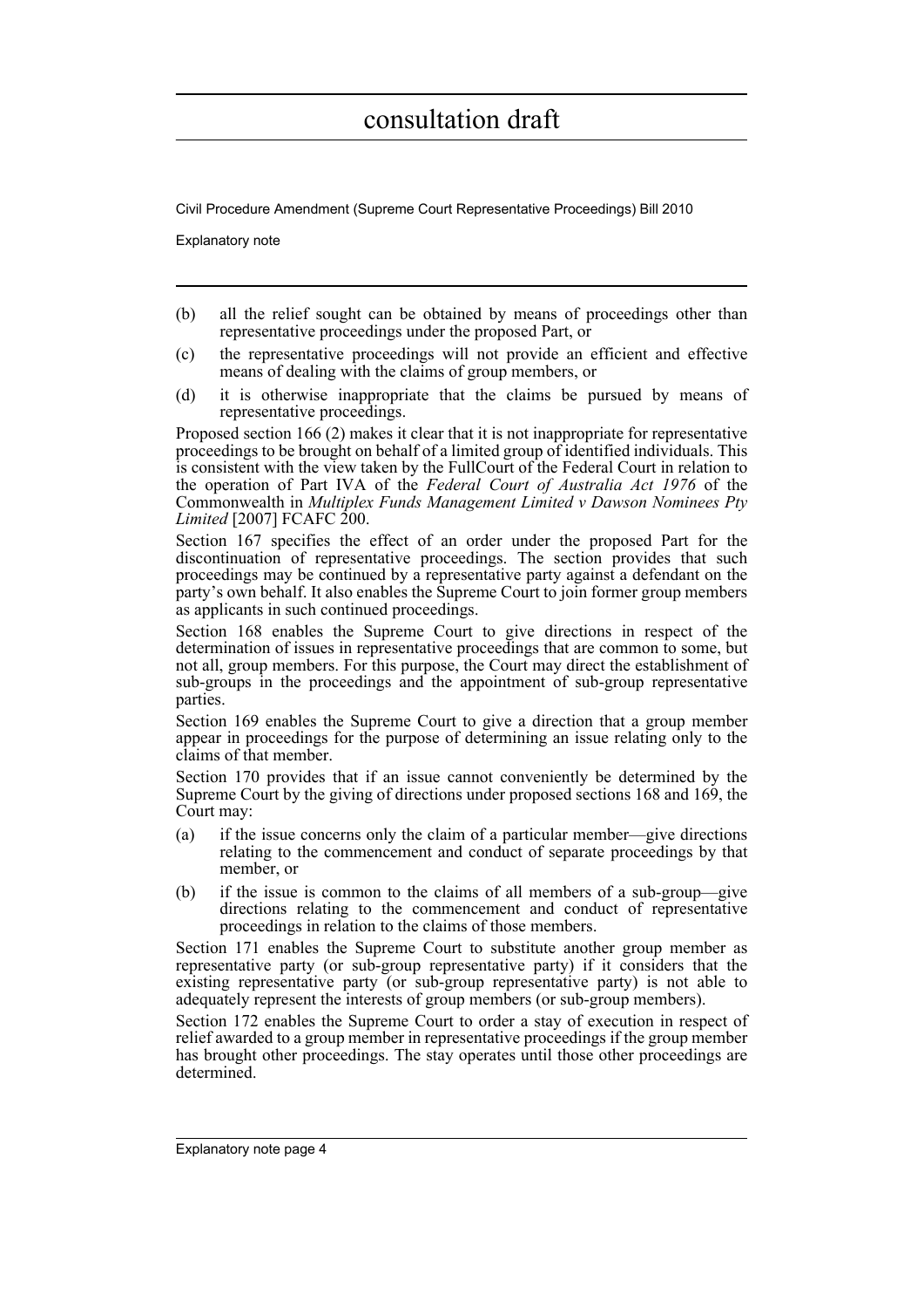- (b) all the relief sought can be obtained by means of proceedings other than representative proceedings under the proposed Part, or
- (c) the representative proceedings will not provide an efficient and effective means of dealing with the claims of group members, or
- (d) it is otherwise inappropriate that the claims be pursued by means of representative proceedings.

Proposed section 166 (2) makes it clear that it is not inappropriate for representative proceedings to be brought on behalf of a limited group of identified individuals. This is consistent with the view taken by the FullCourt of the Federal Court in relation to the operation of Part IVA of the *Federal Court of Australia Act 1976* of the Commonwealth in *Multiplex Funds Management Limited v Dawson Nominees Pty Limited* [2007] FCAFC 200.

Section 167 specifies the effect of an order under the proposed Part for the discontinuation of representative proceedings. The section provides that such proceedings may be continued by a representative party against a defendant on the party's own behalf. It also enables the Supreme Court to join former group members as applicants in such continued proceedings.

Section 168 enables the Supreme Court to give directions in respect of the determination of issues in representative proceedings that are common to some, but not all, group members. For this purpose, the Court may direct the establishment of sub-groups in the proceedings and the appointment of sub-group representative parties.

Section 169 enables the Supreme Court to give a direction that a group member appear in proceedings for the purpose of determining an issue relating only to the claims of that member.

Section 170 provides that if an issue cannot conveniently be determined by the Supreme Court by the giving of directions under proposed sections 168 and 169, the Court may:

- (a) if the issue concerns only the claim of a particular member—give directions relating to the commencement and conduct of separate proceedings by that member, or
- (b) if the issue is common to the claims of all members of a sub-group—give directions relating to the commencement and conduct of representative proceedings in relation to the claims of those members.

Section 171 enables the Supreme Court to substitute another group member as representative party (or sub-group representative party) if it considers that the existing representative party (or sub-group representative party) is not able to adequately represent the interests of group members (or sub-group members).

Section 172 enables the Supreme Court to order a stay of execution in respect of relief awarded to a group member in representative proceedings if the group member has brought other proceedings. The stay operates until those other proceedings are determined.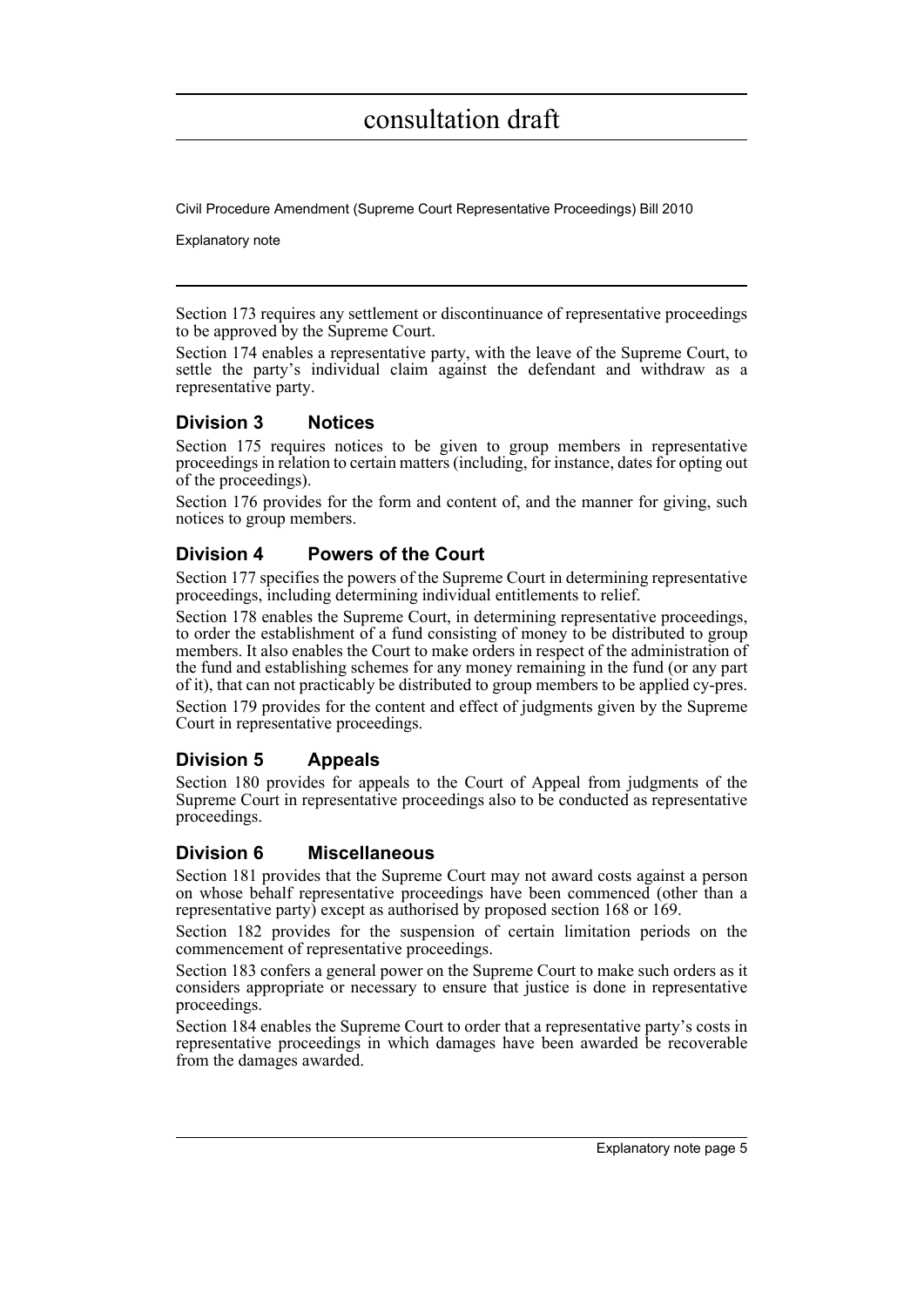Section 173 requires any settlement or discontinuance of representative proceedings to be approved by the Supreme Court.

Section 174 enables a representative party, with the leave of the Supreme Court, to settle the party's individual claim against the defendant and withdraw as a representative party.

### Division 3 Notices

Section 175 requires notices to be given to group members in representative proceedings in relation to certain matters (including, for instance, dates for opting out of the proceedings).

Section 176 provides for the form and content of, and the manner for giving, such notices to group members.

### Division 4 Powers of the Court

Section 177 specifies the powers of the Supreme Court in determining representative proceedings, including determining individual entitlements to relief.

Section 178 enables the Supreme Court, in determining representative proceedings, to order the establishment of a fund consisting of money to be distributed to group members. It also enables the Court to make orders in respect of the administration of the fund and establishing schemes for any money remaining in the fund (or any part of it), that can not practicably be distributed to group members to be applied cy-pres.

Section 179 provides for the content and effect of judgments given by the Supreme Court in representative proceedings.

### Division 5 Appeals

Section 180 provides for appeals to the Court of Appeal from judgments of the Supreme Court in representative proceedings also to be conducted as representative proceedings.

### Division 6 Miscellaneous

Section 181 provides that the Supreme Court may not award costs against a person on whose behalf representative proceedings have been commenced (other than a representative party) except as authorised by proposed section 168 or 169.

Section 182 provides for the suspension of certain limitation periods on the commencement of representative proceedings.

Section 183 confers a general power on the Supreme Court to make such orders as it considers appropriate or necessary to ensure that justice is done in representative proceedings.

Section 184 enables the Supreme Court to order that a representative party's costs in representative proceedings in which damages have been awarded be recoverable from the damages awarded.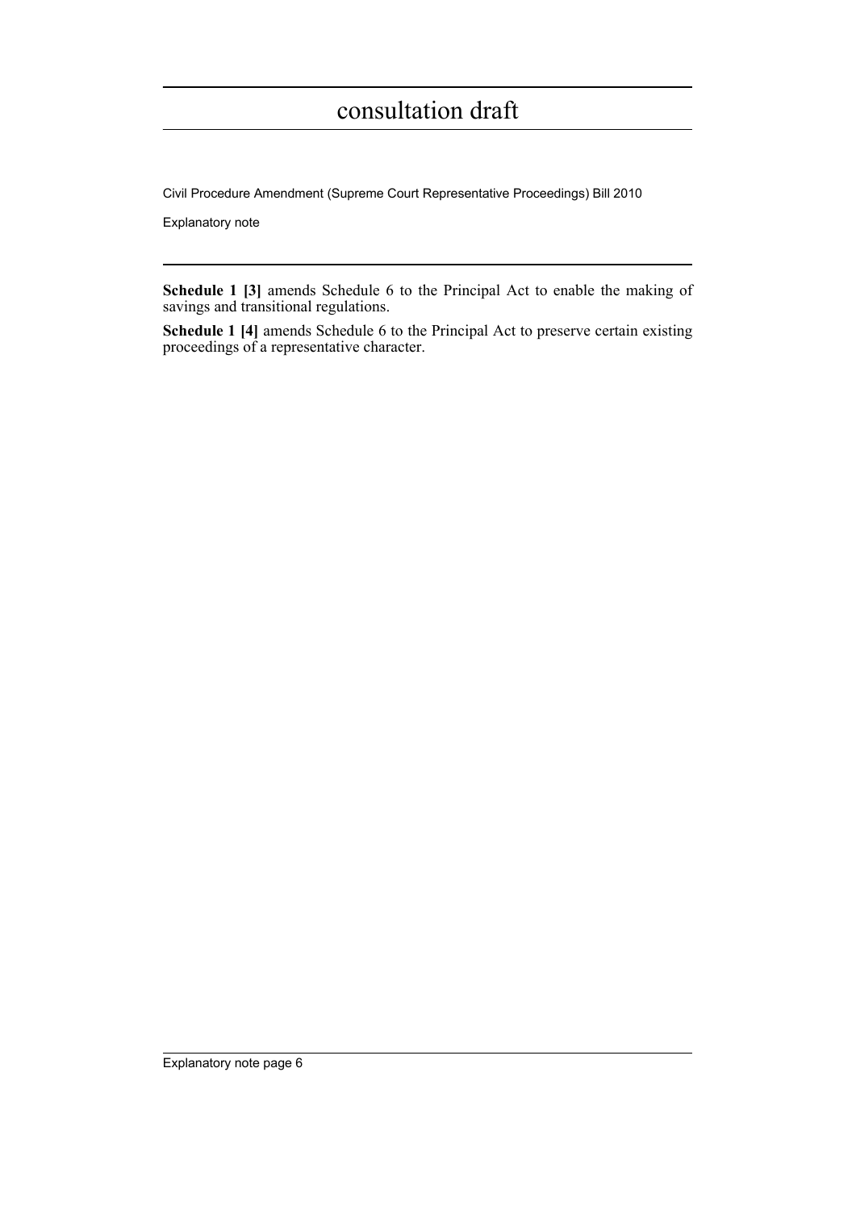**Schedule 1 [3]** amends Schedule 6 to the Principal Act to enable the making of savings and transitional regulations.

**Schedule 1 [4]** amends Schedule 6 to the Principal Act to preserve certain existing proceedings of a representative character.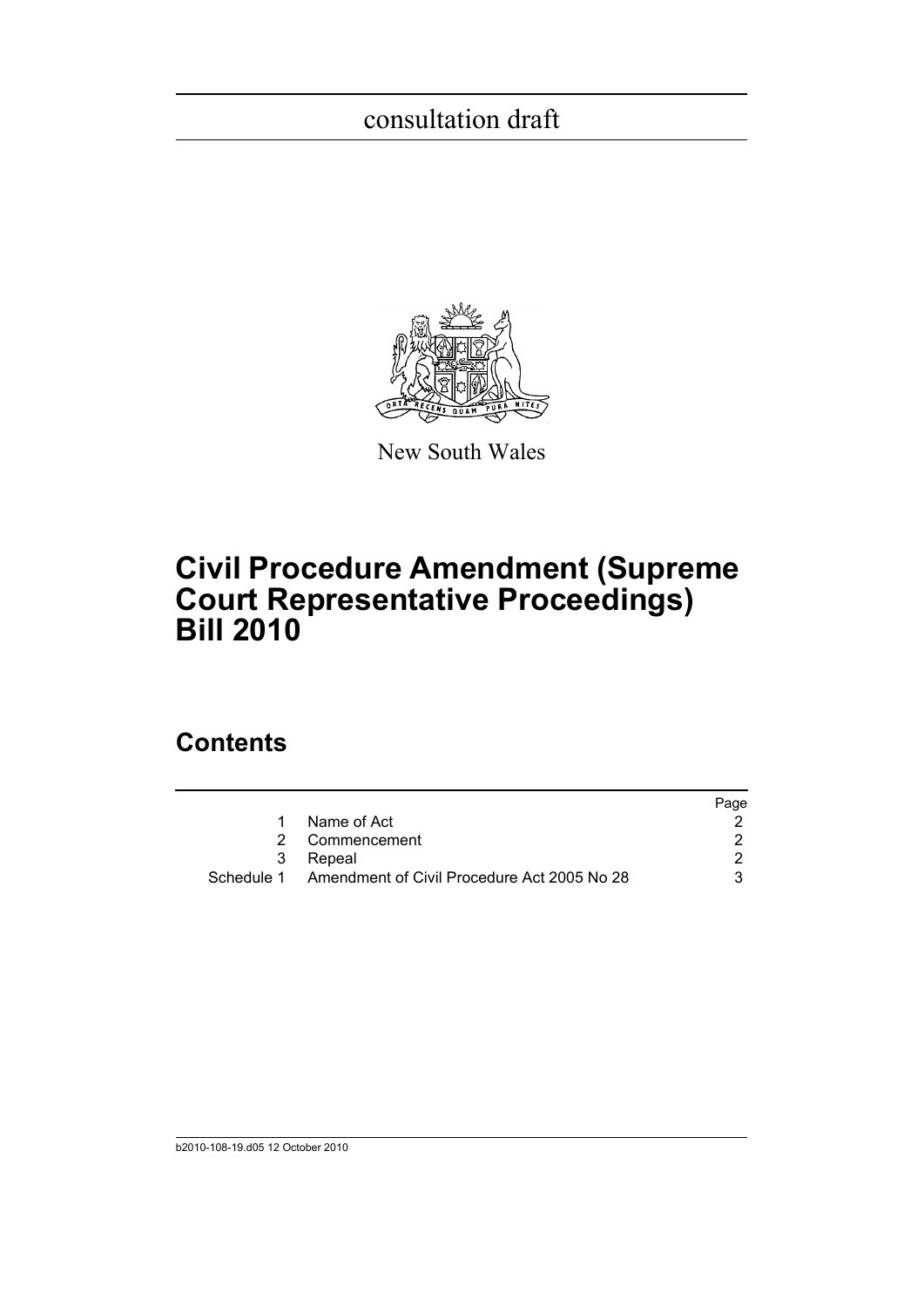consultation draft

New South Wales

# Civil Procedure Amendment (Supreme Court Representative Proceedings) Bill 2010

## Contents

| | | Page |
|---|---|---|
| 1 | Name of Act | 2 |
| 2 | Commencement | 2 |
| 3 | Repeal | 2 |
| Schedule 1 | Amendment of Civil Procedure Act 2005 No 28 | 3 |

b2010-108-19.d05 12 October 2010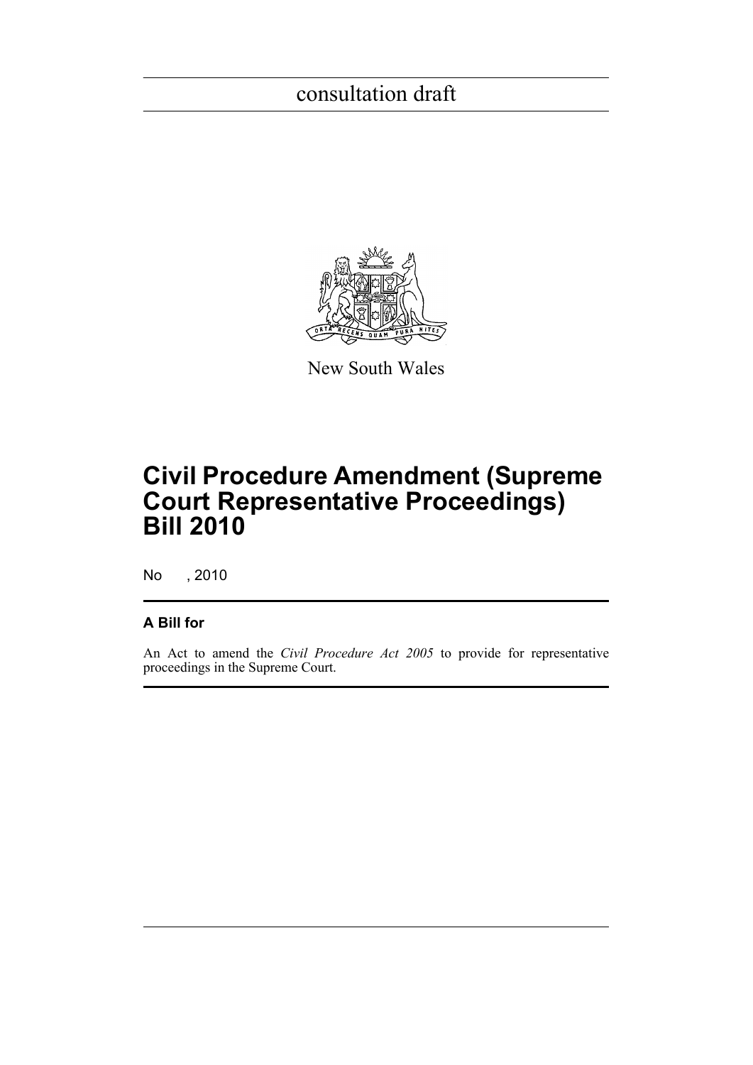consultation draft

New South Wales

# Civil Procedure Amendment (Supreme Court Representative Proceedings) Bill 2010

No , 2010

### A Bill for

An Act to amend the *Civil Procedure Act 2005* to provide for representative proceedings in the Supreme Court.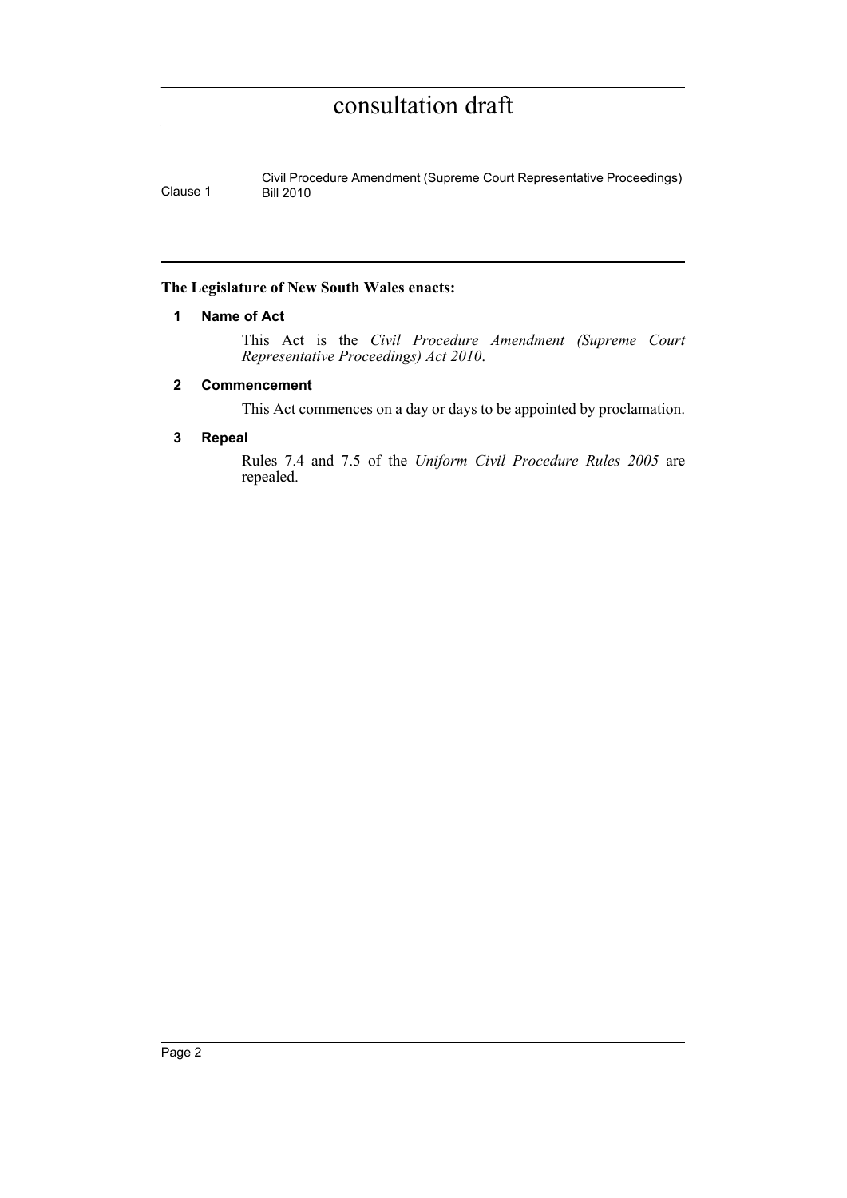**The Legislature of New South Wales enacts:**

### 1 Name of Act

This Act is the *Civil Procedure Amendment (Supreme Court Representative Proceedings) Act 2010*.

### 2 Commencement

This Act commences on a day or days to be appointed by proclamation.

### 3 Repeal

Rules 7.4 and 7.5 of the *Uniform Civil Procedure Rules 2005* are repealed.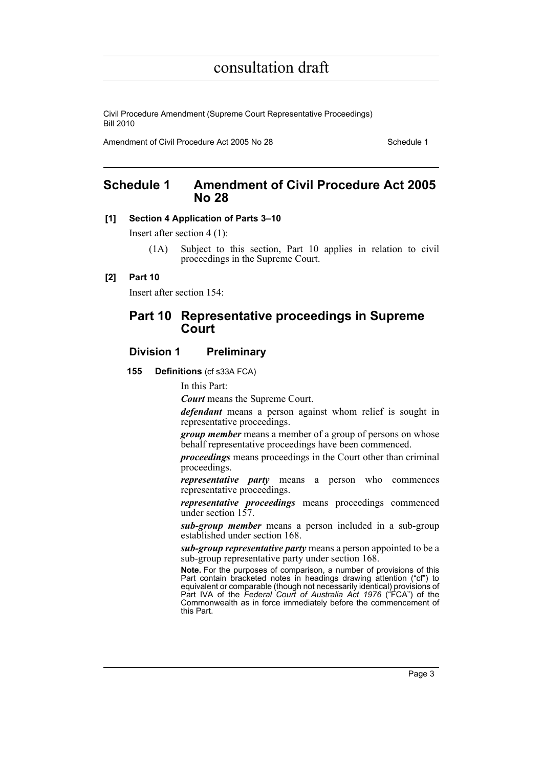# Schedule 1 Amendment of Civil Procedure Act 2005 No 28

**[1] Section 4 Application of Parts 3–10**

Insert after section 4 (1):

(1A) Subject to this section, Part 10 applies in relation to civil proceedings in the Supreme Court.

**[2] Part 10**

Insert after section 154:

## Part 10 Representative proceedings in Supreme Court

### Division 1 Preliminary

**155 Definitions** (cf s33A FCA)

In this Part:

***Court*** means the Supreme Court.

***defendant*** means a person against whom relief is sought in representative proceedings.

***group member*** means a member of a group of persons on whose behalf representative proceedings have been commenced.

***proceedings*** means proceedings in the Court other than criminal proceedings.

***representative party*** means a person who commences representative proceedings.

***representative proceedings*** means proceedings commenced under section 157.

***sub-group member*** means a person included in a sub-group established under section 168.

***sub-group representative party*** means a person appointed to be a sub-group representative party under section 168.

**Note.** For the purposes of comparison, a number of provisions of this Part contain bracketed notes in headings drawing attention ("cf") to equivalent or comparable (though not necessarily identical) provisions of Part IVA of the *Federal Court of Australia Act 1976* ("FCA") of the Commonwealth as in force immediately before the commencement of this Part.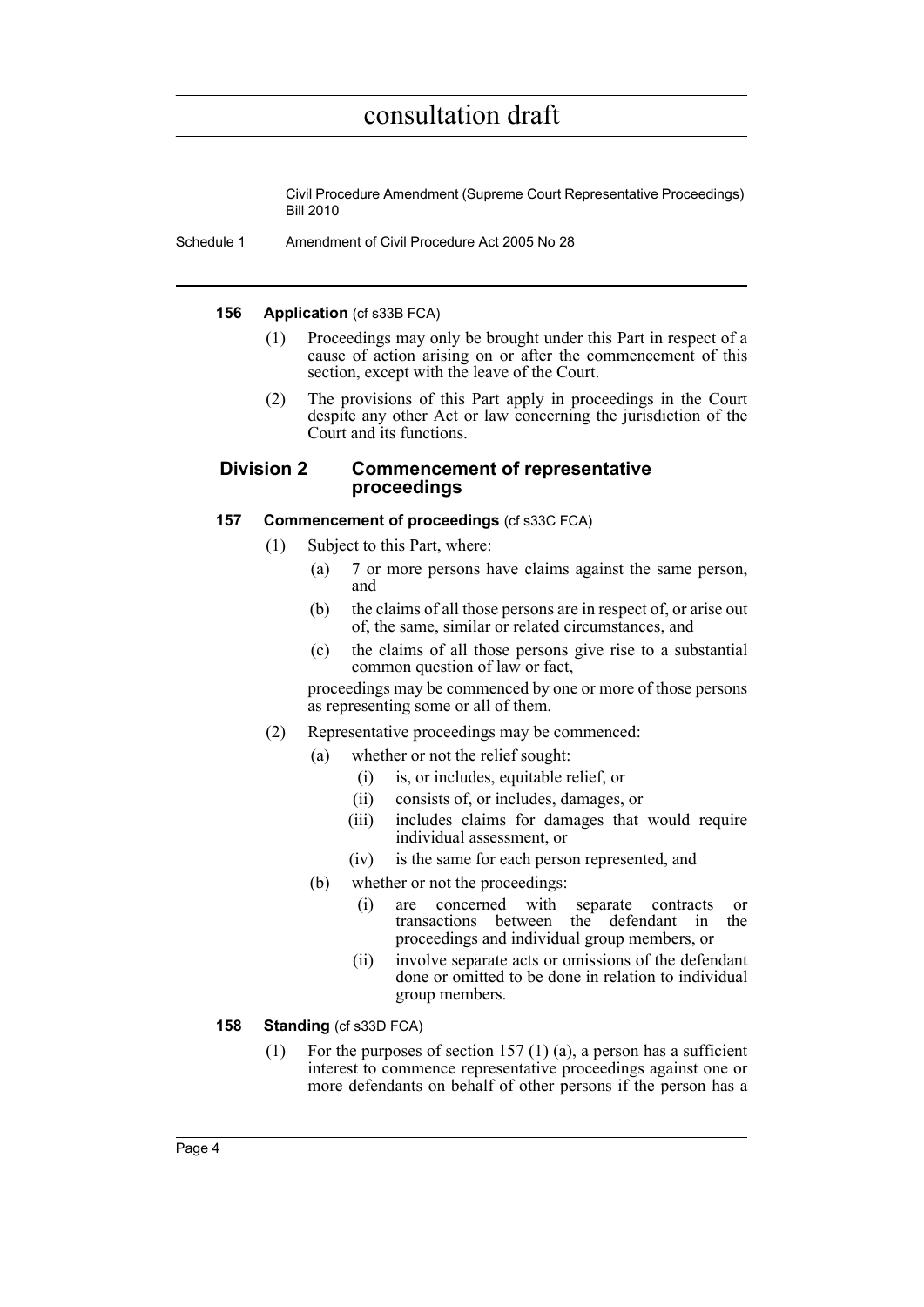#### 156 Application (cf s33B FCA)

(1) Proceedings may only be brought under this Part in respect of a cause of action arising on or after the commencement of this section, except with the leave of the Court.

(2) The provisions of this Part apply in proceedings in the Court despite any other Act or law concerning the jurisdiction of the Court and its functions.

### Division 2 Commencement of representative proceedings

#### 157 Commencement of proceedings (cf s33C FCA)

(1) Subject to this Part, where:

- (a) 7 or more persons have claims against the same person, and
- (b) the claims of all those persons are in respect of, or arise out of, the same, similar or related circumstances, and
- (c) the claims of all those persons give rise to a substantial common question of law or fact,

proceedings may be commenced by one or more of those persons as representing some or all of them.

(2) Representative proceedings may be commenced:

- (a) whether or not the relief sought:
  - (i) is, or includes, equitable relief, or
  - (ii) consists of, or includes, damages, or
  - (iii) includes claims for damages that would require individual assessment, or
  - (iv) is the same for each person represented, and
- (b) whether or not the proceedings:
  - (i) are concerned with separate contracts or transactions between the defendant in the proceedings and individual group members, or
  - (ii) involve separate acts or omissions of the defendant done or omitted to be done in relation to individual group members.

#### 158 Standing (cf s33D FCA)

(1) For the purposes of section 157 (1) (a), a person has a sufficient interest to commence representative proceedings against one or more defendants on behalf of other persons if the person has a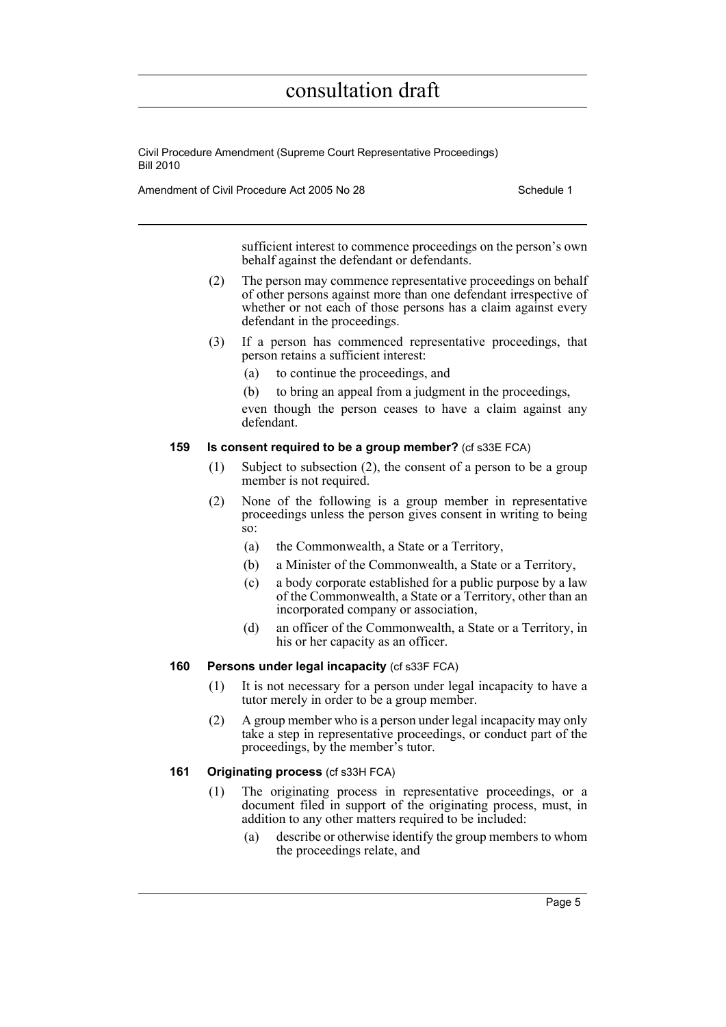sufficient interest to commence proceedings on the person's own behalf against the defendant or defendants.

(2) The person may commence representative proceedings on behalf of other persons against more than one defendant irrespective of whether or not each of those persons has a claim against every defendant in the proceedings.

(3) If a person has commenced representative proceedings, that person retains a sufficient interest:

(a) to continue the proceedings, and

(b) to bring an appeal from a judgment in the proceedings,

even though the person ceases to have a claim against any defendant.

#### 159 Is consent required to be a group member? (cf s33E FCA)

(1) Subject to subsection (2), the consent of a person to be a group member is not required.

(2) None of the following is a group member in representative proceedings unless the person gives consent in writing to being so:

(a) the Commonwealth, a State or a Territory,

(b) a Minister of the Commonwealth, a State or a Territory,

(c) a body corporate established for a public purpose by a law of the Commonwealth, a State or a Territory, other than an incorporated company or association,

(d) an officer of the Commonwealth, a State or a Territory, in his or her capacity as an officer.

#### 160 Persons under legal incapacity (cf s33F FCA)

(1) It is not necessary for a person under legal incapacity to have a tutor merely in order to be a group member.

(2) A group member who is a person under legal incapacity may only take a step in representative proceedings, or conduct part of the proceedings, by the member's tutor.

#### 161 Originating process (cf s33H FCA)

(1) The originating process in representative proceedings, or a document filed in support of the originating process, must, in addition to any other matters required to be included:

(a) describe or otherwise identify the group members to whom the proceedings relate, and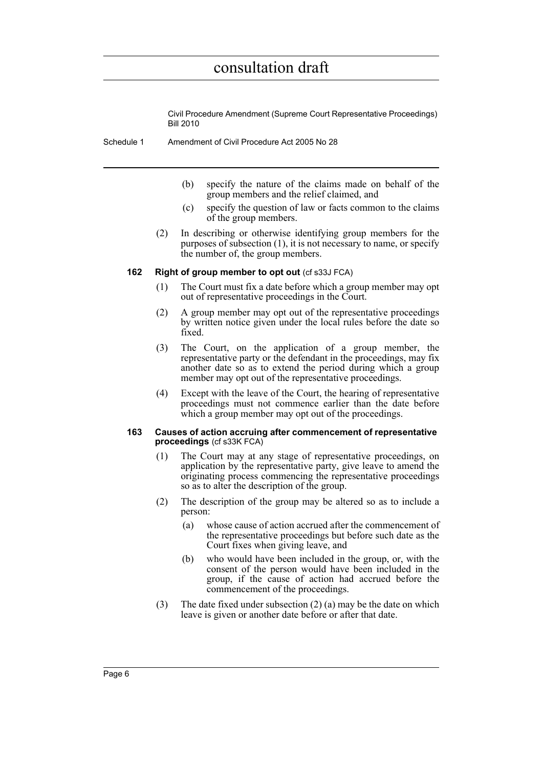(b) specify the nature of the claims made on behalf of the group members and the relief claimed, and

(c) specify the question of law or facts common to the claims of the group members.

(2) In describing or otherwise identifying group members for the purposes of subsection (1), it is not necessary to name, or specify the number of, the group members.

**162 Right of group member to opt out** (cf s33J FCA)

(1) The Court must fix a date before which a group member may opt out of representative proceedings in the Court.

(2) A group member may opt out of the representative proceedings by written notice given under the local rules before the date so fixed.

(3) The Court, on the application of a group member, the representative party or the defendant in the proceedings, may fix another date so as to extend the period during which a group member may opt out of the representative proceedings.

(4) Except with the leave of the Court, the hearing of representative proceedings must not commence earlier than the date before which a group member may opt out of the proceedings.

**163 Causes of action accruing after commencement of representative proceedings** (cf s33K FCA)

(1) The Court may at any stage of representative proceedings, on application by the representative party, give leave to amend the originating process commencing the representative proceedings so as to alter the description of the group.

(2) The description of the group may be altered so as to include a person:

(a) whose cause of action accrued after the commencement of the representative proceedings but before such date as the Court fixes when giving leave, and

(b) who would have been included in the group, or, with the consent of the person would have been included in the group, if the cause of action had accrued before the commencement of the proceedings.

(3) The date fixed under subsection (2) (a) may be the date on which leave is given or another date before or after that date.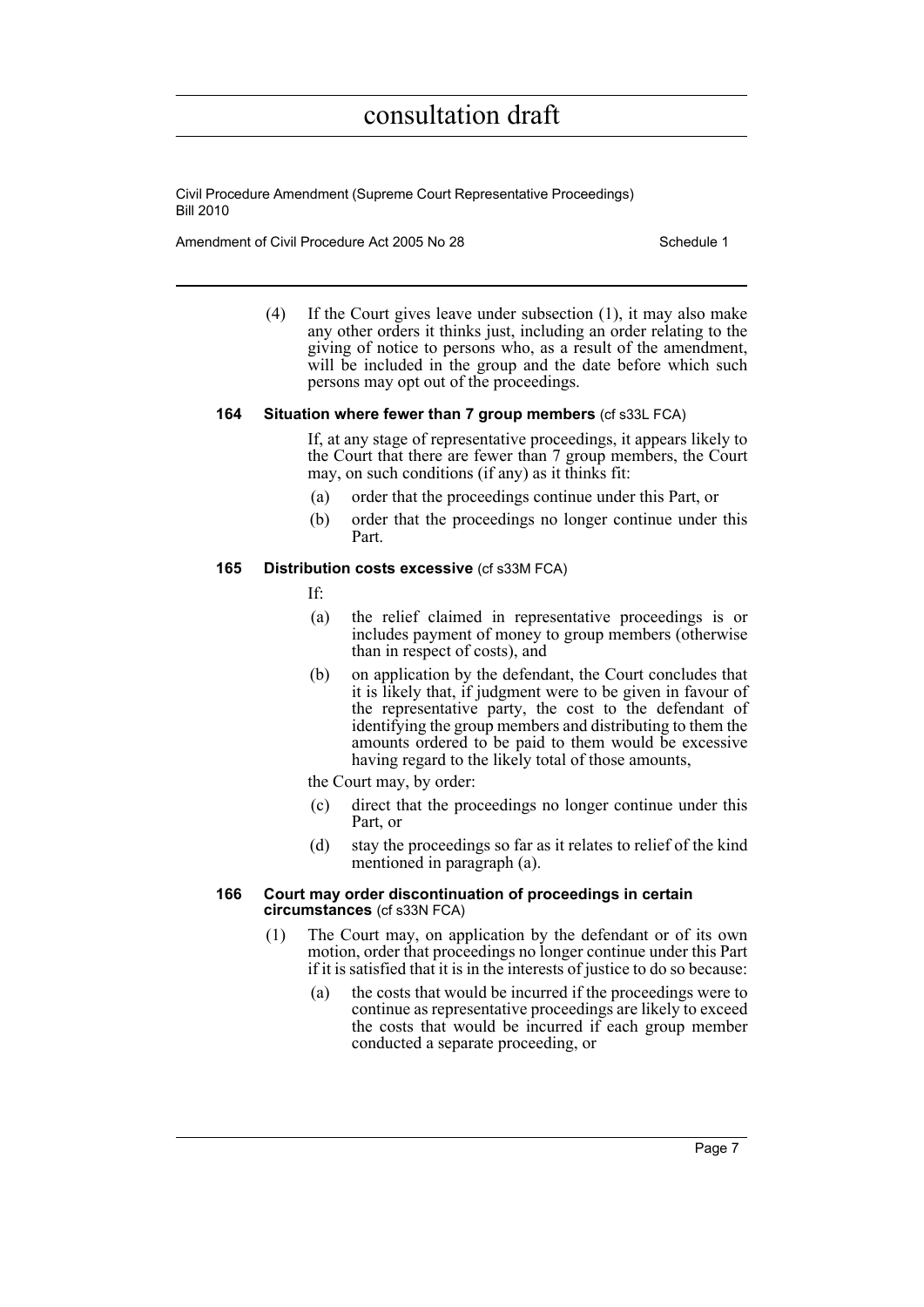(4) If the Court gives leave under subsection (1), it may also make any other orders it thinks just, including an order relating to the giving of notice to persons who, as a result of the amendment, will be included in the group and the date before which such persons may opt out of the proceedings.

#### 164 Situation where fewer than 7 group members (cf s33L FCA)

If, at any stage of representative proceedings, it appears likely to the Court that there are fewer than 7 group members, the Court may, on such conditions (if any) as it thinks fit:

(a) order that the proceedings continue under this Part, or

(b) order that the proceedings no longer continue under this Part.

#### 165 Distribution costs excessive (cf s33M FCA)

If:

(a) the relief claimed in representative proceedings is or includes payment of money to group members (otherwise than in respect of costs), and

(b) on application by the defendant, the Court concludes that it is likely that, if judgment were to be given in favour of the representative party, the cost to the defendant of identifying the group members and distributing to them the amounts ordered to be paid to them would be excessive having regard to the likely total of those amounts,

the Court may, by order:

(c) direct that the proceedings no longer continue under this Part, or

(d) stay the proceedings so far as it relates to relief of the kind mentioned in paragraph (a).

#### 166 Court may order discontinuation of proceedings in certain circumstances (cf s33N FCA)

(1) The Court may, on application by the defendant or of its own motion, order that proceedings no longer continue under this Part if it is satisfied that it is in the interests of justice to do so because:

(a) the costs that would be incurred if the proceedings were to continue as representative proceedings are likely to exceed the costs that would be incurred if each group member conducted a separate proceeding, or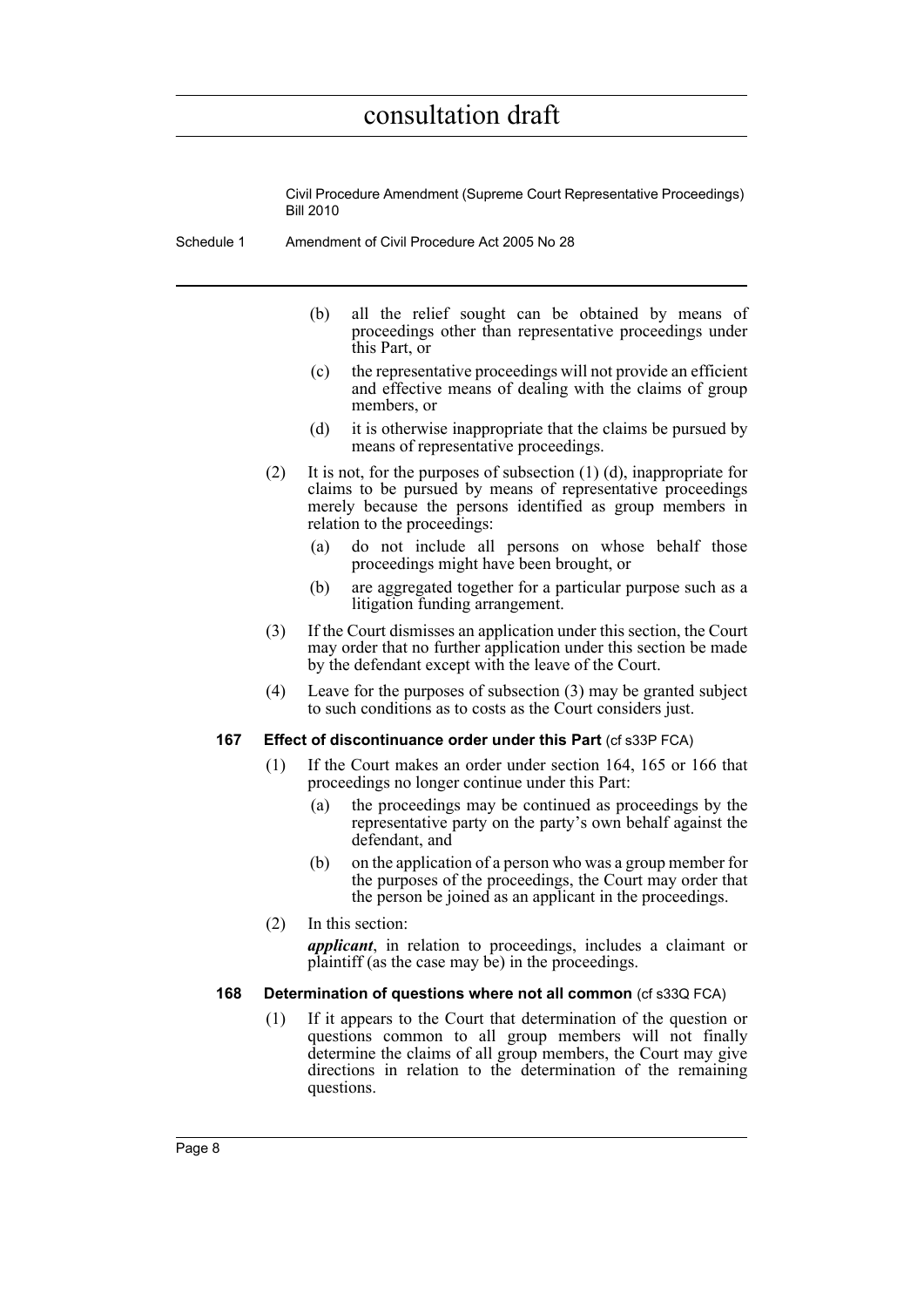(b) all the relief sought can be obtained by means of proceedings other than representative proceedings under this Part, or

(c) the representative proceedings will not provide an efficient and effective means of dealing with the claims of group members, or

(d) it is otherwise inappropriate that the claims be pursued by means of representative proceedings.

(2) It is not, for the purposes of subsection (1) (d), inappropriate for claims to be pursued by means of representative proceedings merely because the persons identified as group members in relation to the proceedings:

(a) do not include all persons on whose behalf those proceedings might have been brought, or

(b) are aggregated together for a particular purpose such as a litigation funding arrangement.

(3) If the Court dismisses an application under this section, the Court may order that no further application under this section be made by the defendant except with the leave of the Court.

(4) Leave for the purposes of subsection (3) may be granted subject to such conditions as to costs as the Court considers just.

**167 Effect of discontinuance order under this Part** (cf s33P FCA)

(1) If the Court makes an order under section 164, 165 or 166 that proceedings no longer continue under this Part:

(a) the proceedings may be continued as proceedings by the representative party on the party's own behalf against the defendant, and

(b) on the application of a person who was a group member for the purposes of the proceedings, the Court may order that the person be joined as an applicant in the proceedings.

(2) In this section:

***applicant***, in relation to proceedings, includes a claimant or plaintiff (as the case may be) in the proceedings.

**168 Determination of questions where not all common** (cf s33Q FCA)

(1) If it appears to the Court that determination of the question or questions common to all group members will not finally determine the claims of all group members, the Court may give directions in relation to the determination of the remaining questions.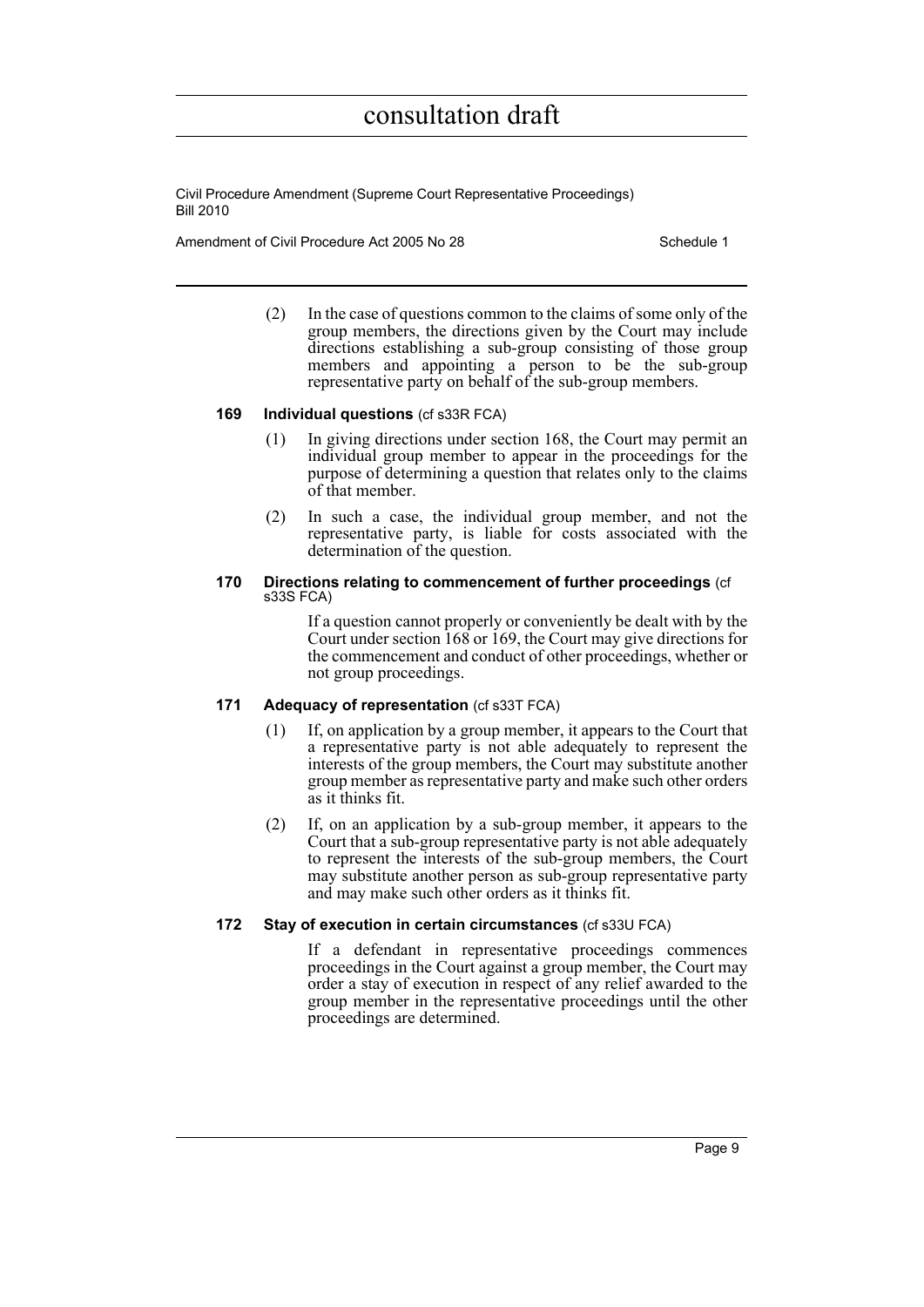(2) In the case of questions common to the claims of some only of the group members, the directions given by the Court may include directions establishing a sub-group consisting of those group members and appointing a person to be the sub-group representative party on behalf of the sub-group members.

#### 169 Individual questions (cf s33R FCA)

(1) In giving directions under section 168, the Court may permit an individual group member to appear in the proceedings for the purpose of determining a question that relates only to the claims of that member.

(2) In such a case, the individual group member, and not the representative party, is liable for costs associated with the determination of the question.

#### 170 Directions relating to commencement of further proceedings (cf s33S FCA)

If a question cannot properly or conveniently be dealt with by the Court under section 168 or 169, the Court may give directions for the commencement and conduct of other proceedings, whether or not group proceedings.

#### 171 Adequacy of representation (cf s33T FCA)

(1) If, on application by a group member, it appears to the Court that a representative party is not able adequately to represent the interests of the group members, the Court may substitute another group member as representative party and make such other orders as it thinks fit.

(2) If, on an application by a sub-group member, it appears to the Court that a sub-group representative party is not able adequately to represent the interests of the sub-group members, the Court may substitute another person as sub-group representative party and may make such other orders as it thinks fit.

#### 172 Stay of execution in certain circumstances (cf s33U FCA)

If a defendant in representative proceedings commences proceedings in the Court against a group member, the Court may order a stay of execution in respect of any relief awarded to the group member in the representative proceedings until the other proceedings are determined.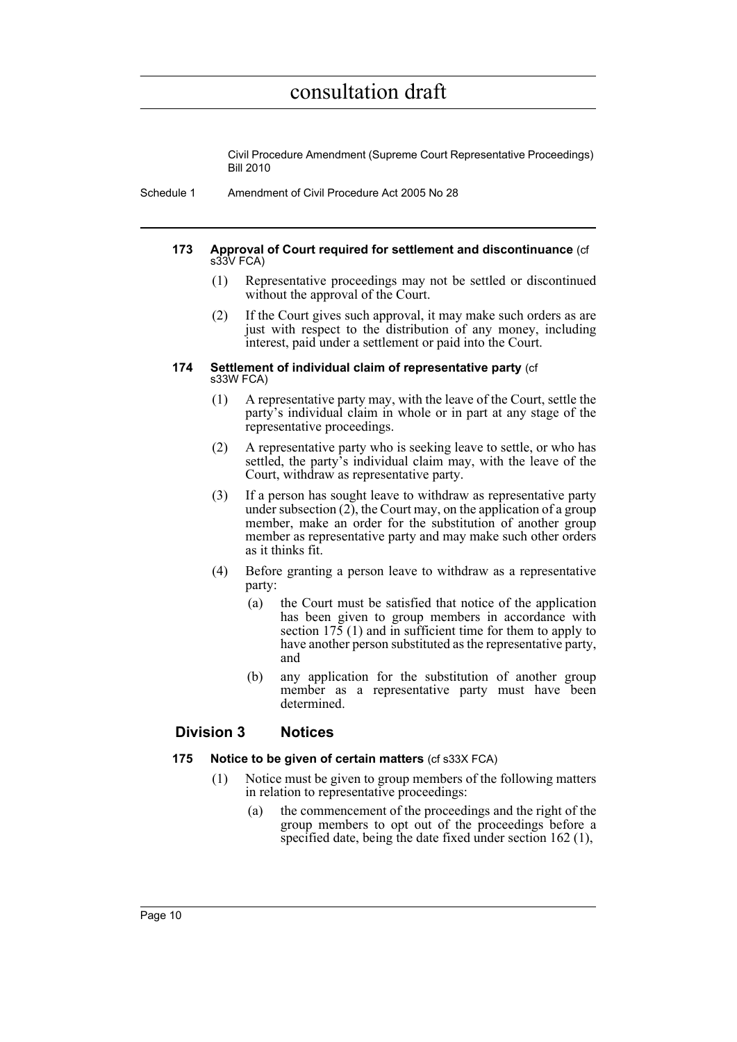#### 173 Approval of Court required for settlement and discontinuance (cf s33V FCA)

(1) Representative proceedings may not be settled or discontinued without the approval of the Court.

(2) If the Court gives such approval, it may make such orders as are just with respect to the distribution of any money, including interest, paid under a settlement or paid into the Court.

#### 174 Settlement of individual claim of representative party (cf s33W FCA)

(1) A representative party may, with the leave of the Court, settle the party's individual claim in whole or in part at any stage of the representative proceedings.

(2) A representative party who is seeking leave to settle, or who has settled, the party's individual claim may, with the leave of the Court, withdraw as representative party.

(3) If a person has sought leave to withdraw as representative party under subsection (2), the Court may, on the application of a group member, make an order for the substitution of another group member as representative party and may make such other orders as it thinks fit.

(4) Before granting a person leave to withdraw as a representative party:

(a) the Court must be satisfied that notice of the application has been given to group members in accordance with section 175 (1) and in sufficient time for them to apply to have another person substituted as the representative party, and

(b) any application for the substitution of another group member as a representative party must have been determined.

### Division 3 Notices

#### 175 Notice to be given of certain matters (cf s33X FCA)

(1) Notice must be given to group members of the following matters in relation to representative proceedings:

(a) the commencement of the proceedings and the right of the group members to opt out of the proceedings before a specified date, being the date fixed under section 162 (1),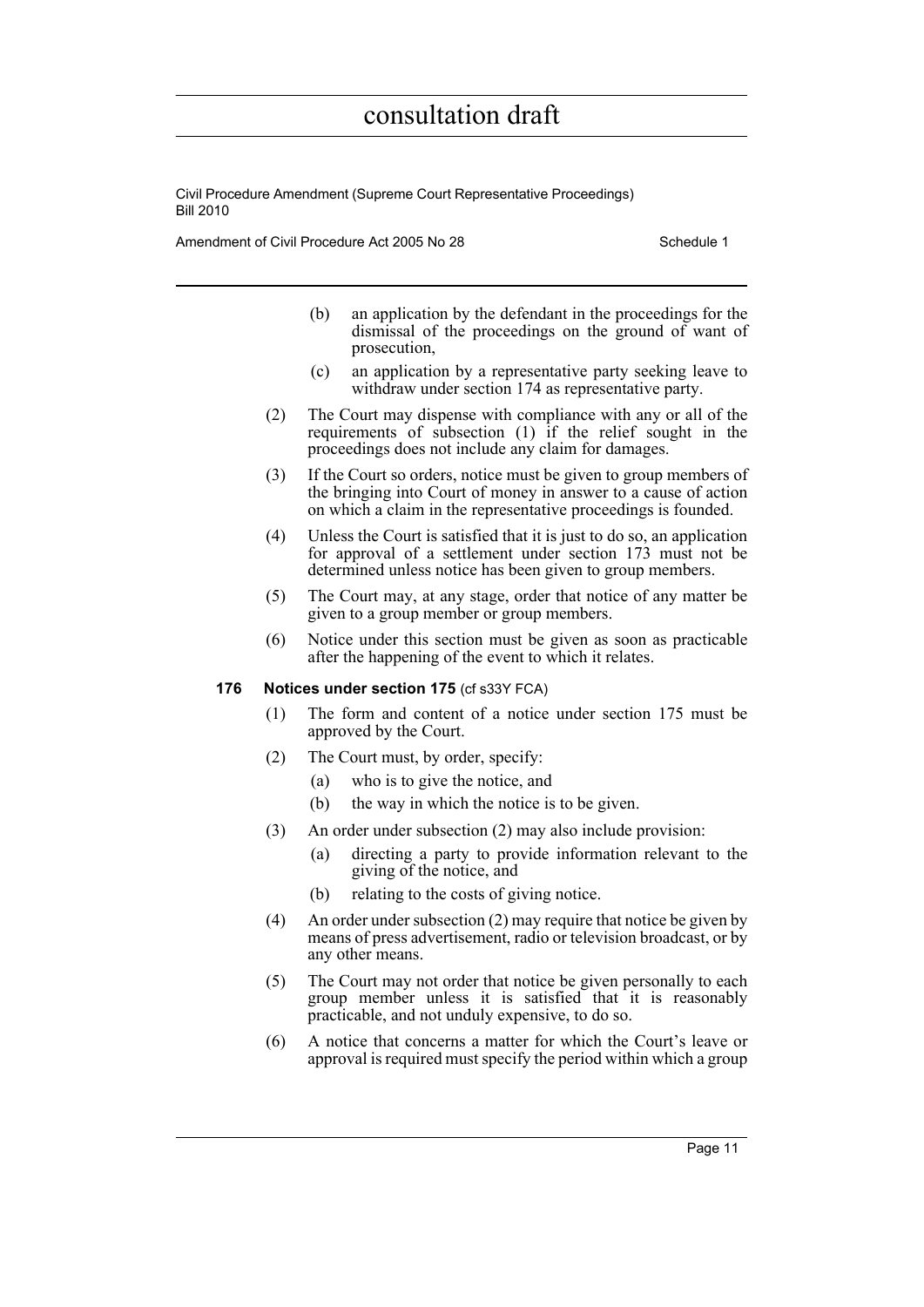(b) an application by the defendant in the proceedings for the dismissal of the proceedings on the ground of want of prosecution,

(c) an application by a representative party seeking leave to withdraw under section 174 as representative party.

(2) The Court may dispense with compliance with any or all of the requirements of subsection (1) if the relief sought in the proceedings does not include any claim for damages.

(3) If the Court so orders, notice must be given to group members of the bringing into Court of money in answer to a cause of action on which a claim in the representative proceedings is founded.

(4) Unless the Court is satisfied that it is just to do so, an application for approval of a settlement under section 173 must not be determined unless notice has been given to group members.

(5) The Court may, at any stage, order that notice of any matter be given to a group member or group members.

(6) Notice under this section must be given as soon as practicable after the happening of the event to which it relates.

**176 Notices under section 175** (cf s33Y FCA)

(1) The form and content of a notice under section 175 must be approved by the Court.

(2) The Court must, by order, specify:

(a) who is to give the notice, and

(b) the way in which the notice is to be given.

(3) An order under subsection (2) may also include provision:

(a) directing a party to provide information relevant to the giving of the notice, and

(b) relating to the costs of giving notice.

(4) An order under subsection (2) may require that notice be given by means of press advertisement, radio or television broadcast, or by any other means.

(5) The Court may not order that notice be given personally to each group member unless it is satisfied that it is reasonably practicable, and not unduly expensive, to do so.

(6) A notice that concerns a matter for which the Court's leave or approval is required must specify the period within which a group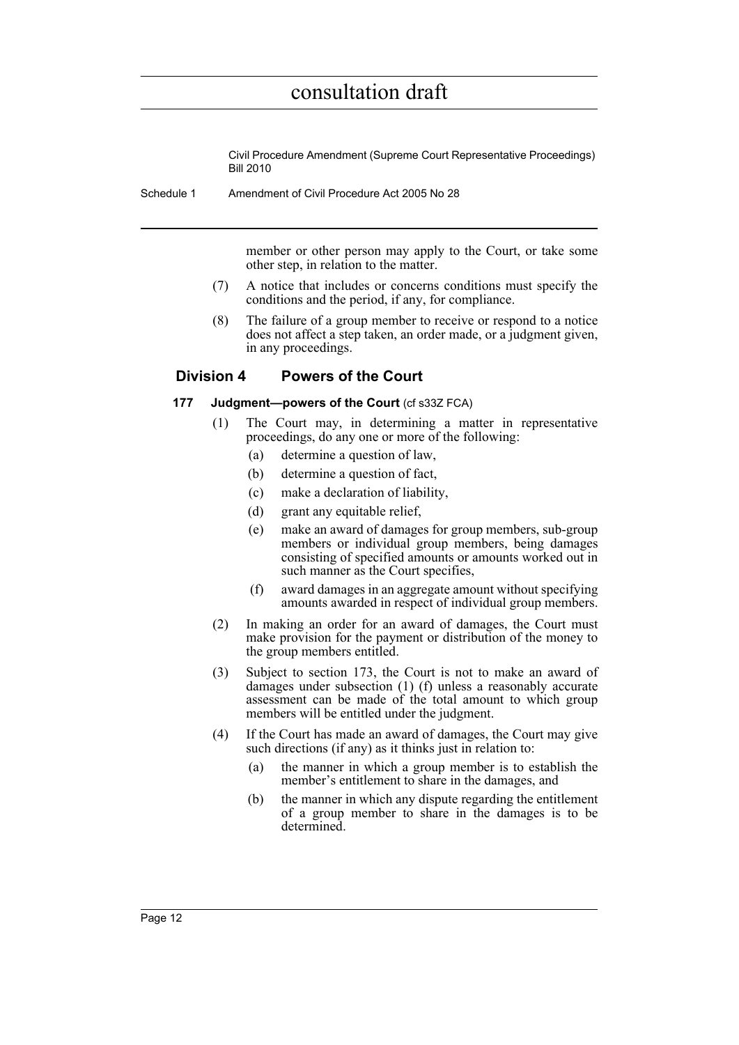member or other person may apply to the Court, or take some other step, in relation to the matter.

(7) A notice that includes or concerns conditions must specify the conditions and the period, if any, for compliance.

(8) The failure of a group member to receive or respond to a notice does not affect a step taken, an order made, or a judgment given, in any proceedings.

## Division 4 Powers of the Court

### 177 Judgment—powers of the Court (cf s33Z FCA)

(1) The Court may, in determining a matter in representative proceedings, do any one or more of the following:

(a) determine a question of law,

(b) determine a question of fact,

(c) make a declaration of liability,

(d) grant any equitable relief,

(e) make an award of damages for group members, sub-group members or individual group members, being damages consisting of specified amounts or amounts worked out in such manner as the Court specifies,

(f) award damages in an aggregate amount without specifying amounts awarded in respect of individual group members.

(2) In making an order for an award of damages, the Court must make provision for the payment or distribution of the money to the group members entitled.

(3) Subject to section 173, the Court is not to make an award of damages under subsection (1) (f) unless a reasonably accurate assessment can be made of the total amount to which group members will be entitled under the judgment.

(4) If the Court has made an award of damages, the Court may give such directions (if any) as it thinks just in relation to:

(a) the manner in which a group member is to establish the member's entitlement to share in the damages, and

(b) the manner in which any dispute regarding the entitlement of a group member to share in the damages is to be determined.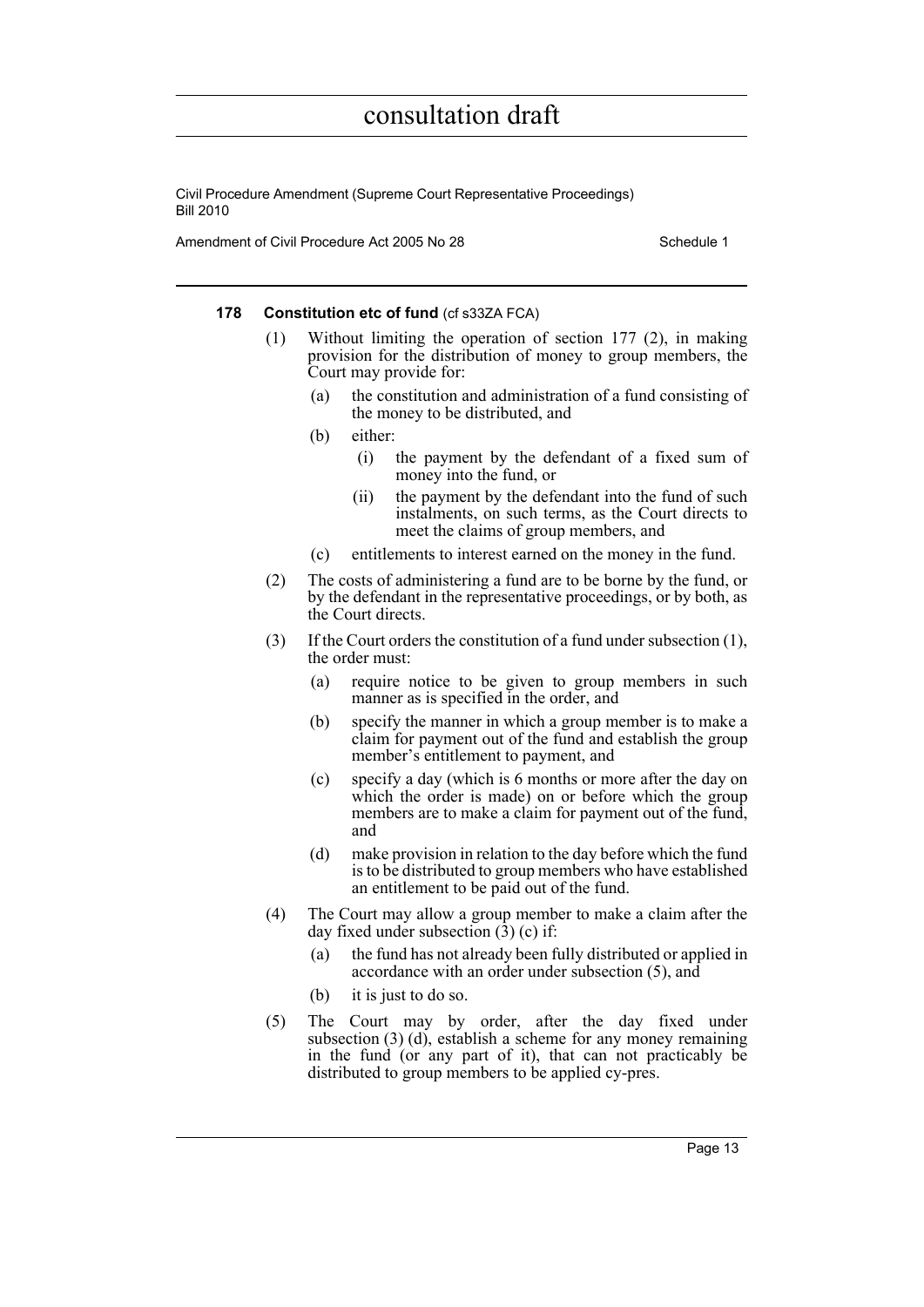**178 Constitution etc of fund** (cf s33ZA FCA)

(1) Without limiting the operation of section 177 (2), in making provision for the distribution of money to group members, the Court may provide for:

- (a) the constitution and administration of a fund consisting of the money to be distributed, and
- (b) either:
  - (i) the payment by the defendant of a fixed sum of money into the fund, or
  - (ii) the payment by the defendant into the fund of such instalments, on such terms, as the Court directs to meet the claims of group members, and
- (c) entitlements to interest earned on the money in the fund.

(2) The costs of administering a fund are to be borne by the fund, or by the defendant in the representative proceedings, or by both, as the Court directs.

(3) If the Court orders the constitution of a fund under subsection (1), the order must:

- (a) require notice to be given to group members in such manner as is specified in the order, and
- (b) specify the manner in which a group member is to make a claim for payment out of the fund and establish the group member's entitlement to payment, and
- (c) specify a day (which is 6 months or more after the day on which the order is made) on or before which the group members are to make a claim for payment out of the fund, and
- (d) make provision in relation to the day before which the fund is to be distributed to group members who have established an entitlement to be paid out of the fund.

(4) The Court may allow a group member to make a claim after the day fixed under subsection (3) (c) if:

- (a) the fund has not already been fully distributed or applied in accordance with an order under subsection (5), and
- (b) it is just to do so.

(5) The Court may by order, after the day fixed under subsection (3) (d), establish a scheme for any money remaining in the fund (or any part of it), that can not practicably be distributed to group members to be applied cy-pres.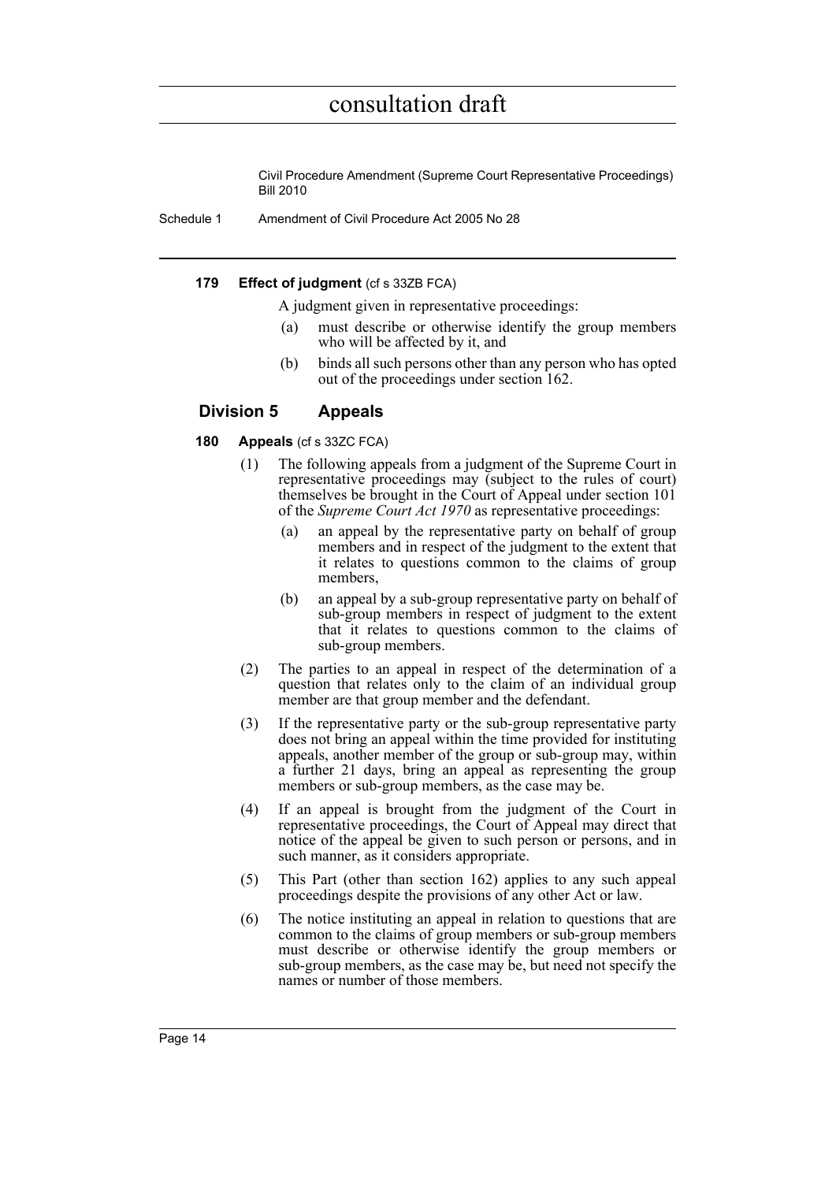**179 Effect of judgment** (cf s 33ZB FCA)

A judgment given in representative proceedings:

(a) must describe or otherwise identify the group members who will be affected by it, and

(b) binds all such persons other than any person who has opted out of the proceedings under section 162.

## Division 5 Appeals

**180 Appeals** (cf s 33ZC FCA)

(1) The following appeals from a judgment of the Supreme Court in representative proceedings may (subject to the rules of court) themselves be brought in the Court of Appeal under section 101 of the *Supreme Court Act 1970* as representative proceedings:

(a) an appeal by the representative party on behalf of group members and in respect of the judgment to the extent that it relates to questions common to the claims of group members,

(b) an appeal by a sub-group representative party on behalf of sub-group members in respect of judgment to the extent that it relates to questions common to the claims of sub-group members.

(2) The parties to an appeal in respect of the determination of a question that relates only to the claim of an individual group member are that group member and the defendant.

(3) If the representative party or the sub-group representative party does not bring an appeal within the time provided for instituting appeals, another member of the group or sub-group may, within a further 21 days, bring an appeal as representing the group members or sub-group members, as the case may be.

(4) If an appeal is brought from the judgment of the Court in representative proceedings, the Court of Appeal may direct that notice of the appeal be given to such person or persons, and in such manner, as it considers appropriate.

(5) This Part (other than section 162) applies to any such appeal proceedings despite the provisions of any other Act or law.

(6) The notice instituting an appeal in relation to questions that are common to the claims of group members or sub-group members must describe or otherwise identify the group members or sub-group members, as the case may be, but need not specify the names or number of those members.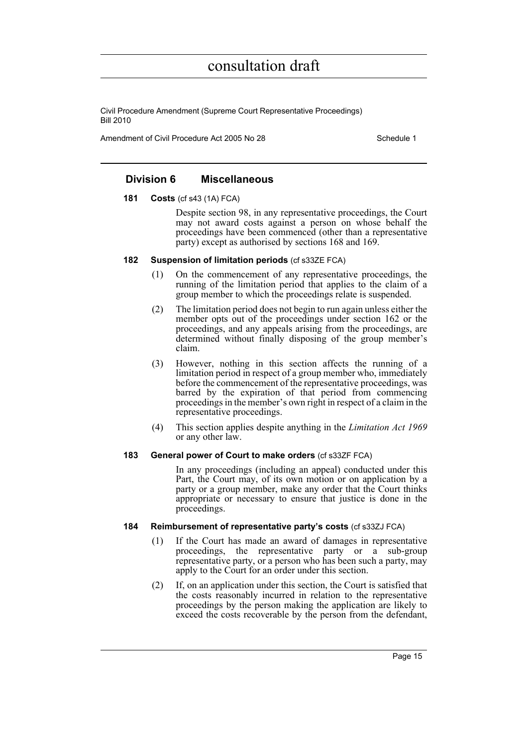## Division 6 Miscellaneous

**181 Costs** (cf s43 (1A) FCA)

Despite section 98, in any representative proceedings, the Court may not award costs against a person on whose behalf the proceedings have been commenced (other than a representative party) except as authorised by sections 168 and 169.

**182 Suspension of limitation periods** (cf s33ZE FCA)

(1) On the commencement of any representative proceedings, the running of the limitation period that applies to the claim of a group member to which the proceedings relate is suspended.

(2) The limitation period does not begin to run again unless either the member opts out of the proceedings under section 162 or the proceedings, and any appeals arising from the proceedings, are determined without finally disposing of the group member's claim.

(3) However, nothing in this section affects the running of a limitation period in respect of a group member who, immediately before the commencement of the representative proceedings, was barred by the expiration of that period from commencing proceedings in the member's own right in respect of a claim in the representative proceedings.

(4) This section applies despite anything in the *Limitation Act 1969* or any other law.

**183 General power of Court to make orders** (cf s33ZF FCA)

In any proceedings (including an appeal) conducted under this Part, the Court may, of its own motion or on application by a party or a group member, make any order that the Court thinks appropriate or necessary to ensure that justice is done in the proceedings.

**184 Reimbursement of representative party's costs** (cf s33ZJ FCA)

(1) If the Court has made an award of damages in representative proceedings, the representative party or a sub-group representative party, or a person who has been such a party, may apply to the Court for an order under this section.

(2) If, on an application under this section, the Court is satisfied that the costs reasonably incurred in relation to the representative proceedings by the person making the application are likely to exceed the costs recoverable by the person from the defendant,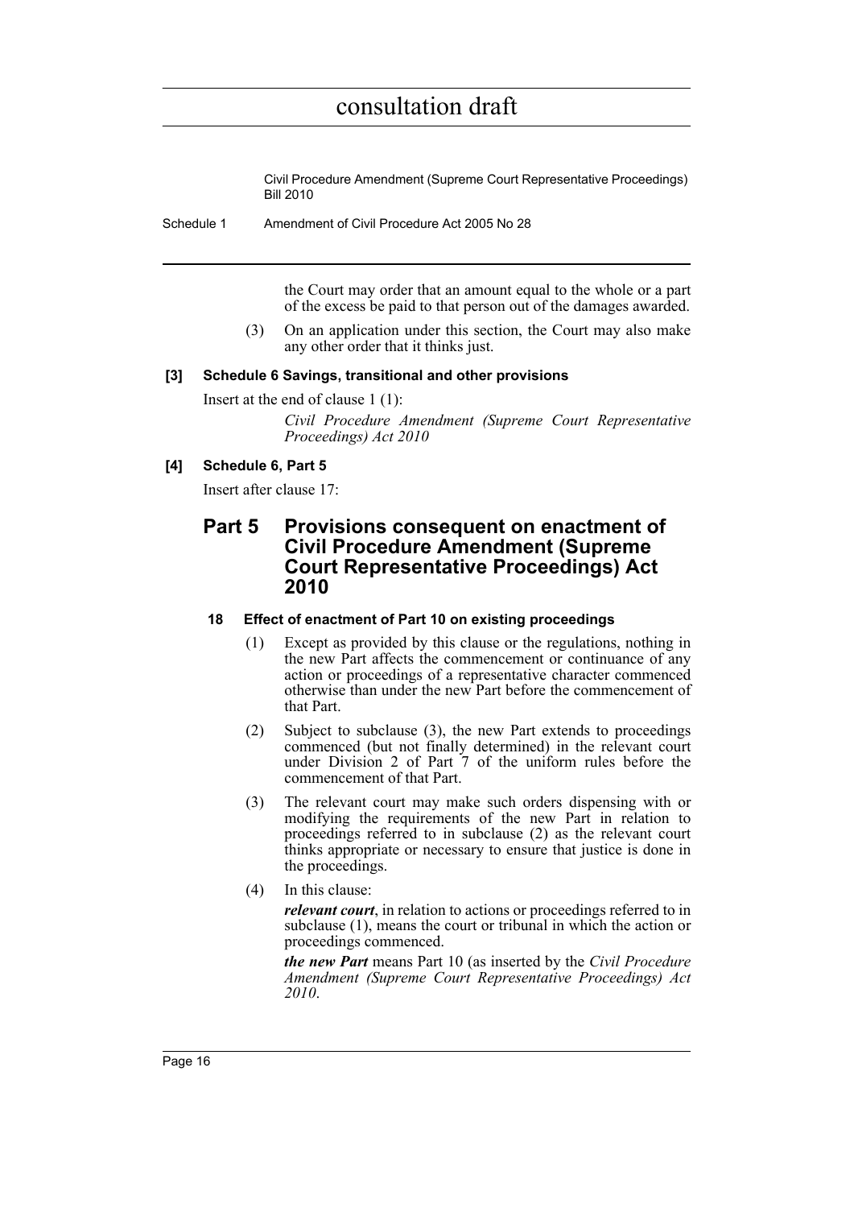the Court may order that an amount equal to the whole or a part of the excess be paid to that person out of the damages awarded.

(3) On an application under this section, the Court may also make any other order that it thinks just.

**[3] Schedule 6 Savings, transitional and other provisions**

Insert at the end of clause 1 (1):

*Civil Procedure Amendment (Supreme Court Representative Proceedings) Act 2010*

**[4] Schedule 6, Part 5**

Insert after clause 17:

## Part 5 Provisions consequent on enactment of Civil Procedure Amendment (Supreme Court Representative Proceedings) Act 2010

### 18 Effect of enactment of Part 10 on existing proceedings

(1) Except as provided by this clause or the regulations, nothing in the new Part affects the commencement or continuance of any action or proceedings of a representative character commenced otherwise than under the new Part before the commencement of that Part.

(2) Subject to subclause (3), the new Part extends to proceedings commenced (but not finally determined) in the relevant court under Division 2 of Part 7 of the uniform rules before the commencement of that Part.

(3) The relevant court may make such orders dispensing with or modifying the requirements of the new Part in relation to proceedings referred to in subclause (2) as the relevant court thinks appropriate or necessary to ensure that justice is done in the proceedings.

(4) In this clause:

***relevant court***, in relation to actions or proceedings referred to in subclause (1), means the court or tribunal in which the action or proceedings commenced.

***the new Part*** means Part 10 (as inserted by the *Civil Procedure Amendment (Supreme Court Representative Proceedings) Act 2010*.